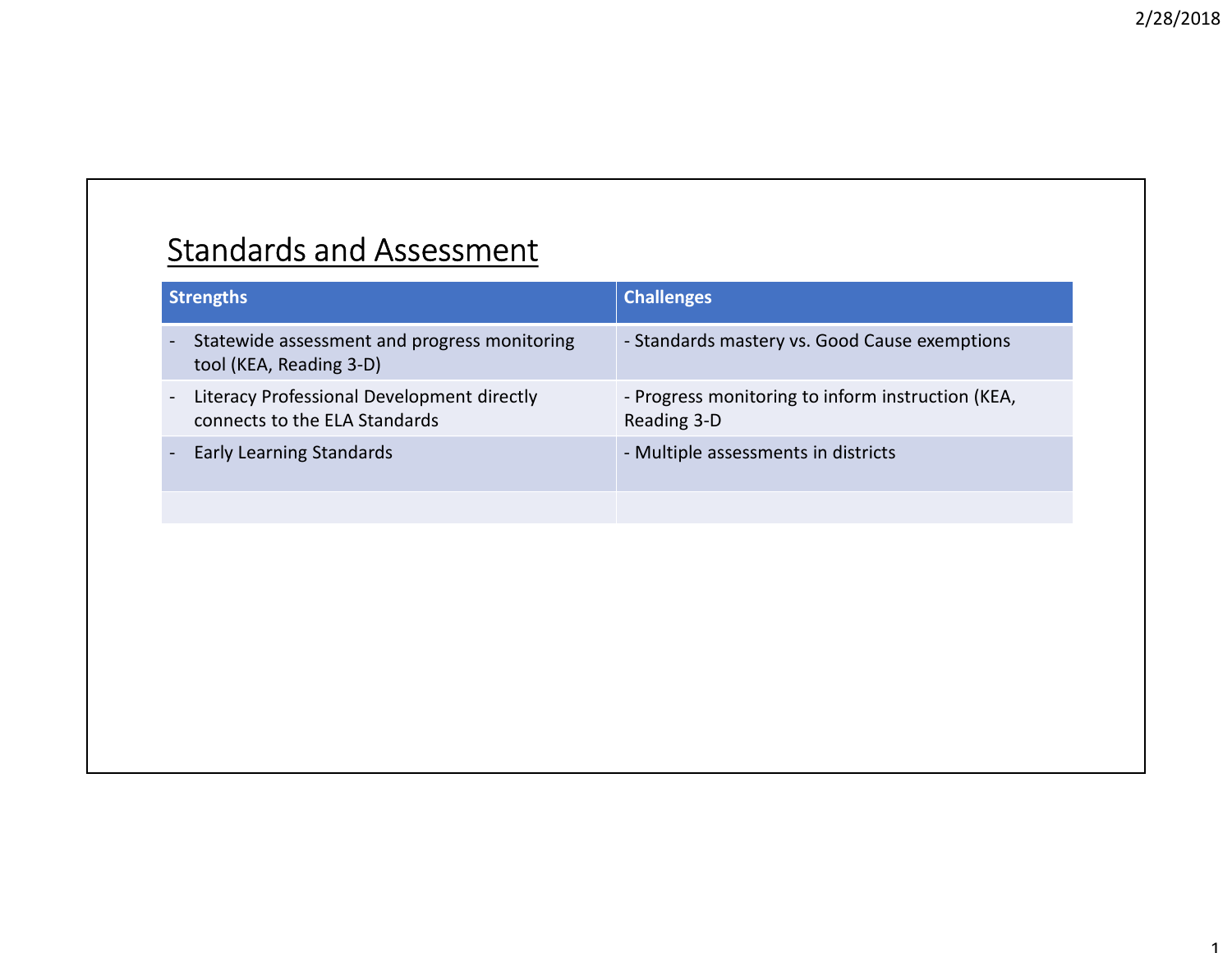## Standards and Assessment

| Strengths | Challenges |
| --- | --- |
| - Statewide assessment and progress monitoring tool (KEA, Reading 3-D) | - Standards mastery vs. Good Cause exemptions |
| - Literacy Professional Development directly connects to the ELA Standards | - Progress monitoring to inform instruction (KEA, Reading 3-D |
| - Early Learning Standards | - Multiple assessments in districts |
| | |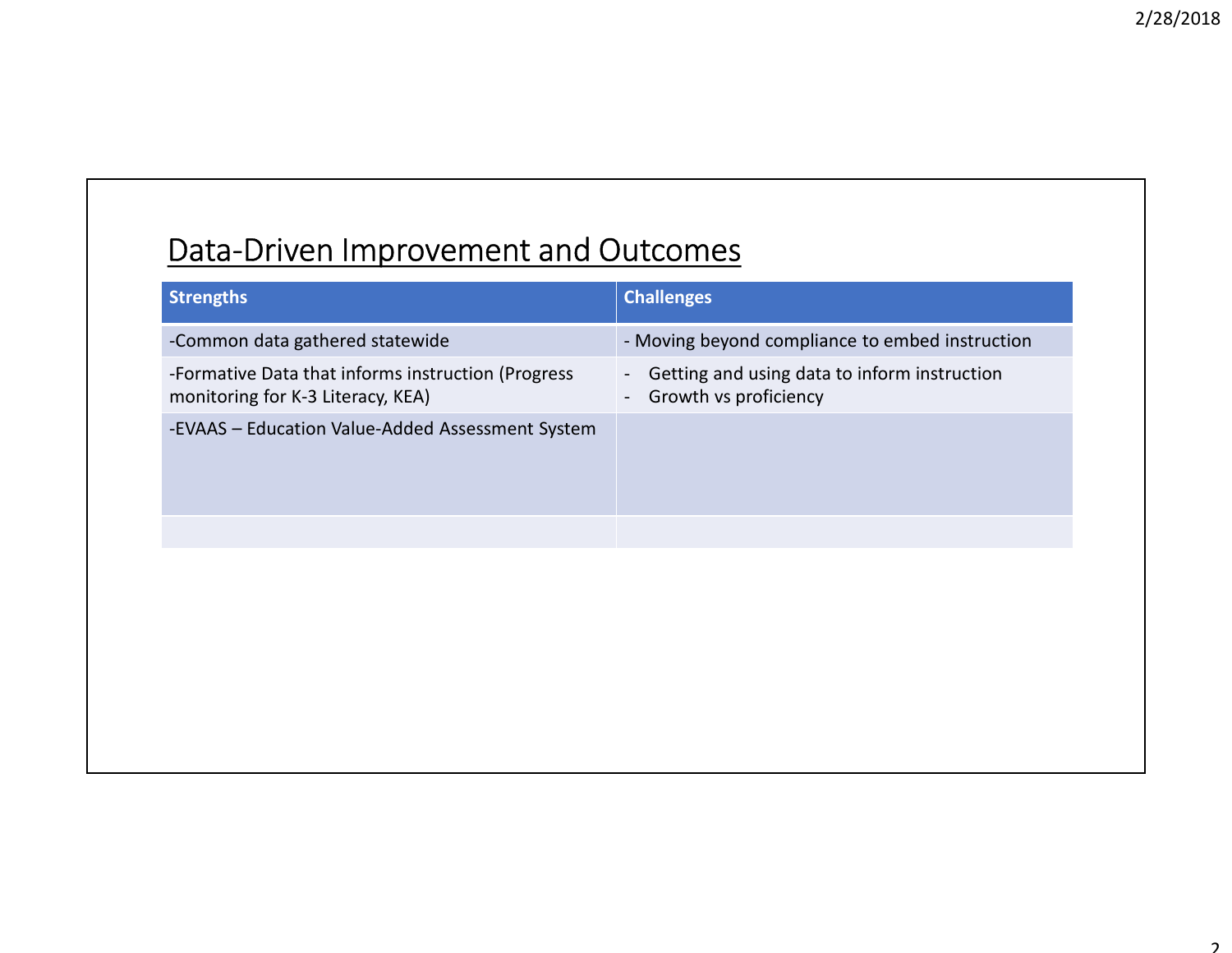## Data-Driven Improvement and Outcomes

| Strengths | Challenges |
|---|---|
| -Common data gathered statewide | - Moving beyond compliance to embed instruction |
| -Formative Data that informs instruction (Progress monitoring for K-3 Literacy, KEA) | - Getting and using data to inform instruction<br>- Growth vs proficiency |
| -EVAAS – Education Value-Added Assessment System | |
| | |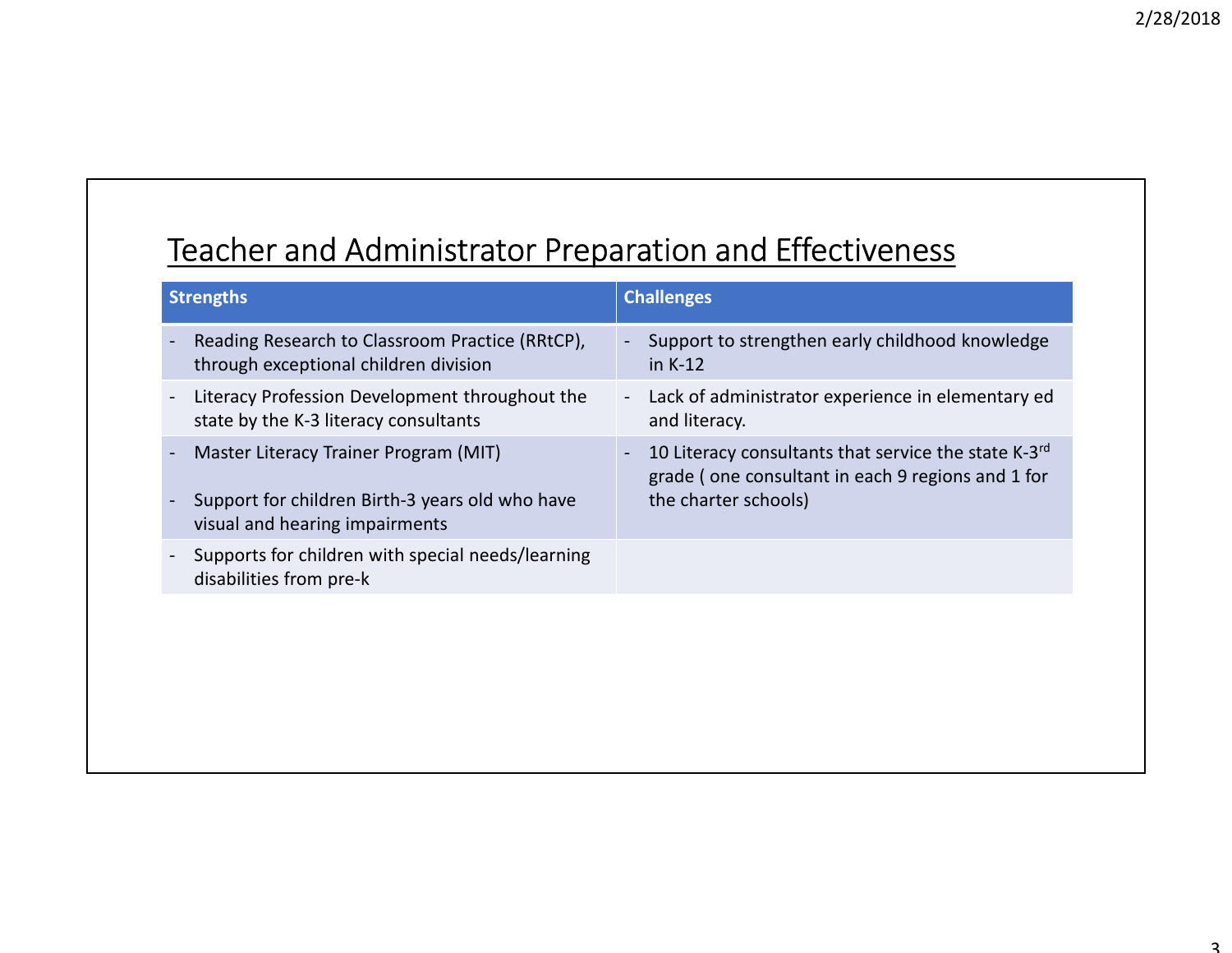## Teacher and Administrator Preparation and Effectiveness

| Strengths | Challenges |
|---|---|
| - Reading Research to Classroom Practice (RRtCP), through exceptional children division | - Support to strengthen early childhood knowledge in K-12 |
| - Literacy Profession Development throughout the state by the K-3 literacy consultants | - Lack of administrator experience in elementary ed and literacy. |
| - Master Literacy Trainer Program (MIT)<br><br>- Support for children Birth-3 years old who have visual and hearing impairments | - 10 Literacy consultants that service the state K-3rd grade ( one consultant in each 9 regions and 1 for the charter schools) |
| - Supports for children with special needs/learning disabilities from pre-k | |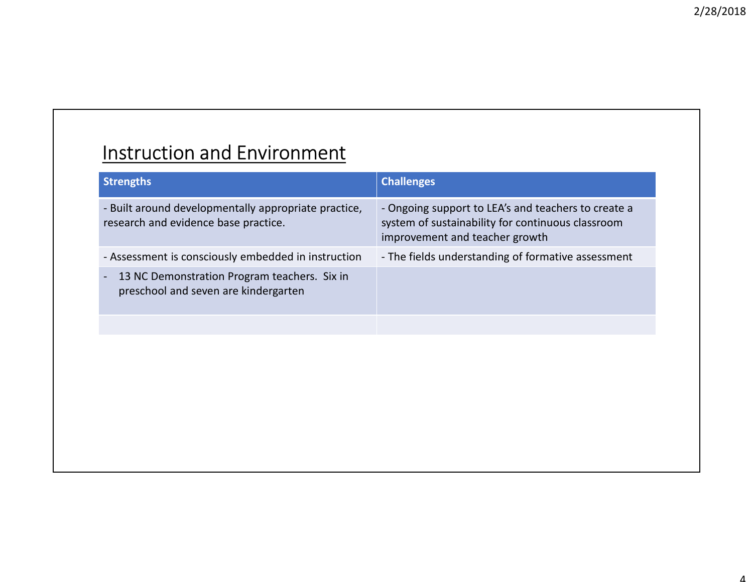## Instruction and Environment

| Strengths | Challenges |
|---|---|
| - Built around developmentally appropriate practice, research and evidence base practice. | - Ongoing support to LEA's and teachers to create a system of sustainability for continuous classroom improvement and teacher growth |
| - Assessment is consciously embedded in instruction | - The fields understanding of formative assessment |
| - 13 NC Demonstration Program teachers. Six in preschool and seven are kindergarten | |
| | |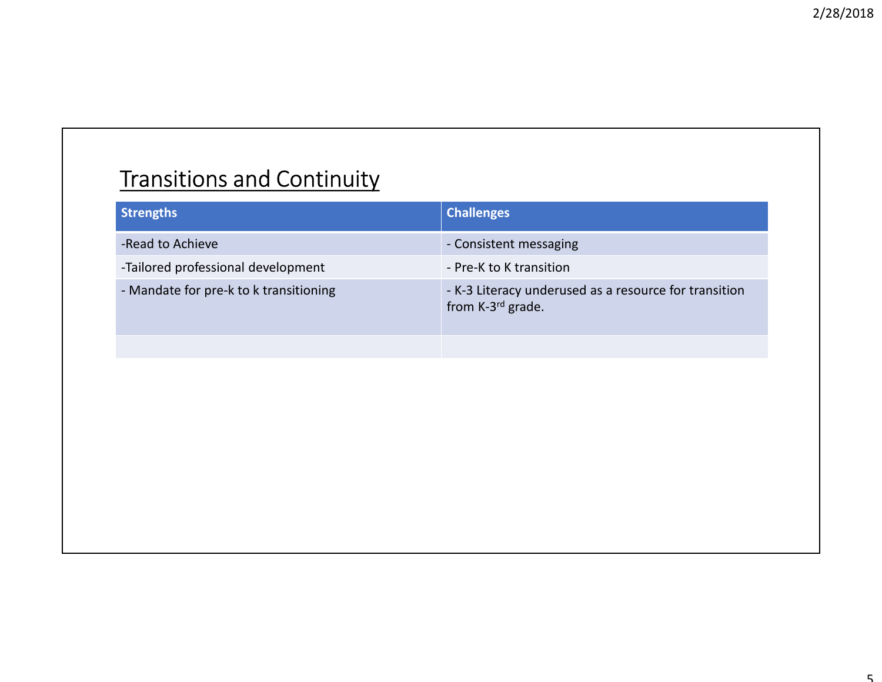## Transitions and Continuity

| Strengths | Challenges |
| --- | --- |
| -Read to Achieve | - Consistent messaging |
| -Tailored professional development | - Pre-K to K transition |
| - Mandate for pre-k to k transitioning | - K-3 Literacy underused as a resource for transition from K-3rd grade. |
| | |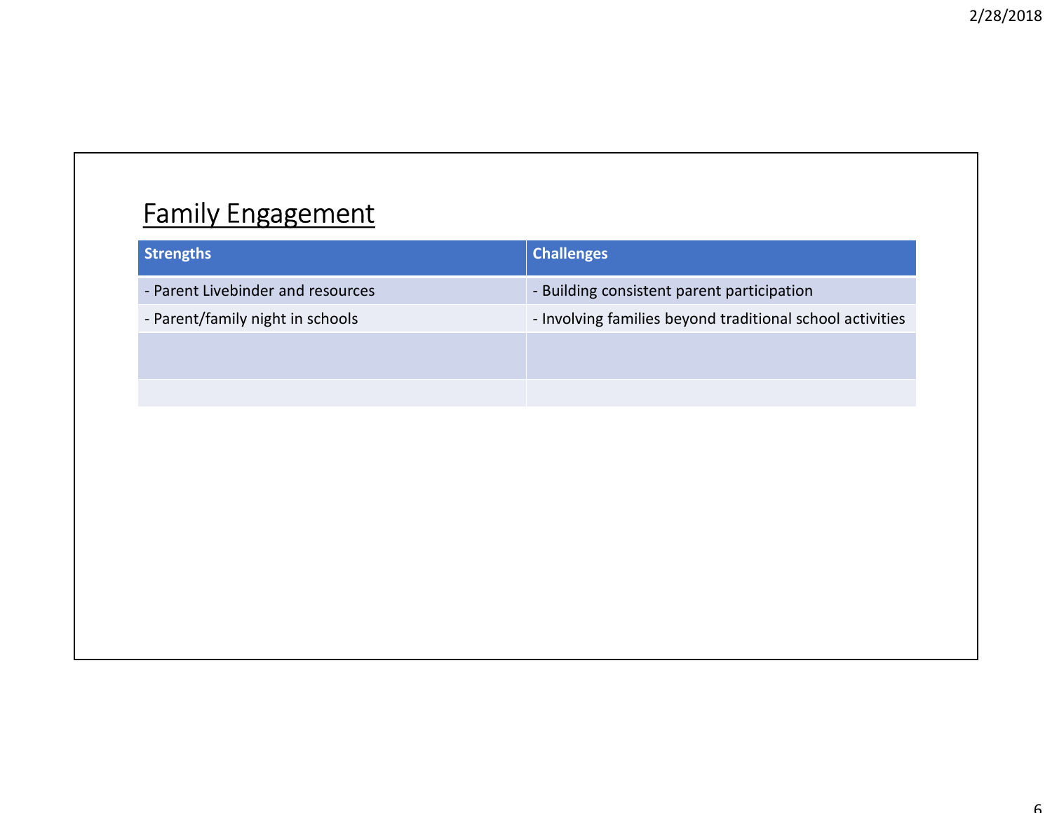## Family Engagement

| Strengths | Challenges |
|---|---|
| - Parent Livebinder and resources | - Building consistent parent participation |
| - Parent/family night in schools | - Involving families beyond traditional school activities |
| | |
| | |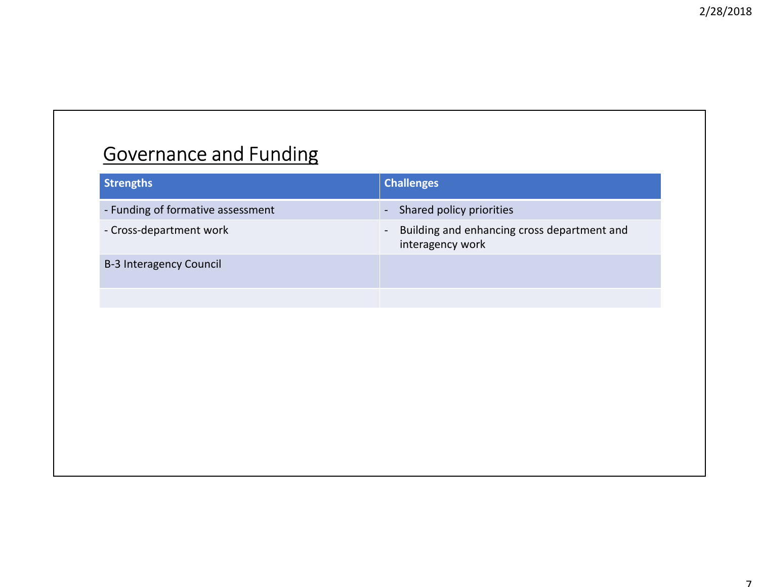## Governance and Funding

| Strengths | Challenges |
|---|---|
| - Funding of formative assessment | - Shared policy priorities |
| - Cross-department work | - Building and enhancing cross department and interagency work |
| B-3 Interagency Council | |
| | |